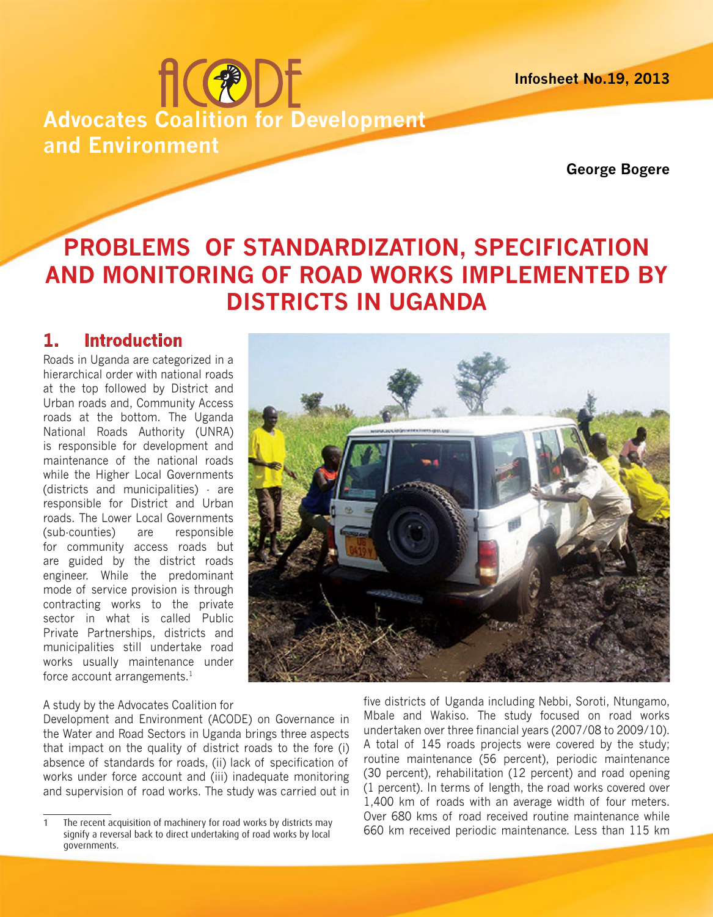# ACODE

**Advocates Coalition for Development and Environment**

**Infosheet No.19, 2013**

**George Bogere**

# PROBLEMS OF STANDARDIZATION, SPECIFICATION AND MONITORING OF ROAD WORKS IMPLEMENTED BY DISTRICTS IN UGANDA

## 1. Introduction

Roads in Uganda are categorized in a hierarchical order with national roads at the top followed by District and Urban roads and, Community Access roads at the bottom. The Uganda National Roads Authority (UNRA) is responsible for development and maintenance of the national roads while the Higher Local Governments (districts and municipalities) - are responsible for District and Urban roads. The Lower Local Governments (sub-counties) are responsible for community access roads but are guided by the district roads engineer. While the predominant mode of service provision is through contracting works to the private sector in what is called Public Private Partnerships, districts and municipalities still undertake road works usually maintenance under force account arrangements.[1]

A study by the Advocates Coalition for Development and Environment (ACODE) on Governance in the Water and Road Sectors in Uganda brings three aspects that impact on the quality of district roads to the fore (i) absence of standards for roads, (ii) lack of specification of works under force account and (iii) inadequate monitoring and supervision of road works. The study was carried out in five districts of Uganda including Nebbi, Soroti, Ntungamo, Mbale and Wakiso. The study focused on road works undertaken over three financial years (2007/08 to 2009/10). A total of 145 roads projects were covered by the study; routine maintenance (56 percent), periodic maintenance (30 percent), rehabilitation (12 percent) and road opening (1 percent). In terms of length, the road works covered over 1,400 km of roads with an average width of four meters. Over 680 kms of road received routine maintenance while 660 km received periodic maintenance. Less than 115 km

---

1 The recent acquisition of machinery for road works by districts may signify a reversal back to direct undertaking of road works by local governments.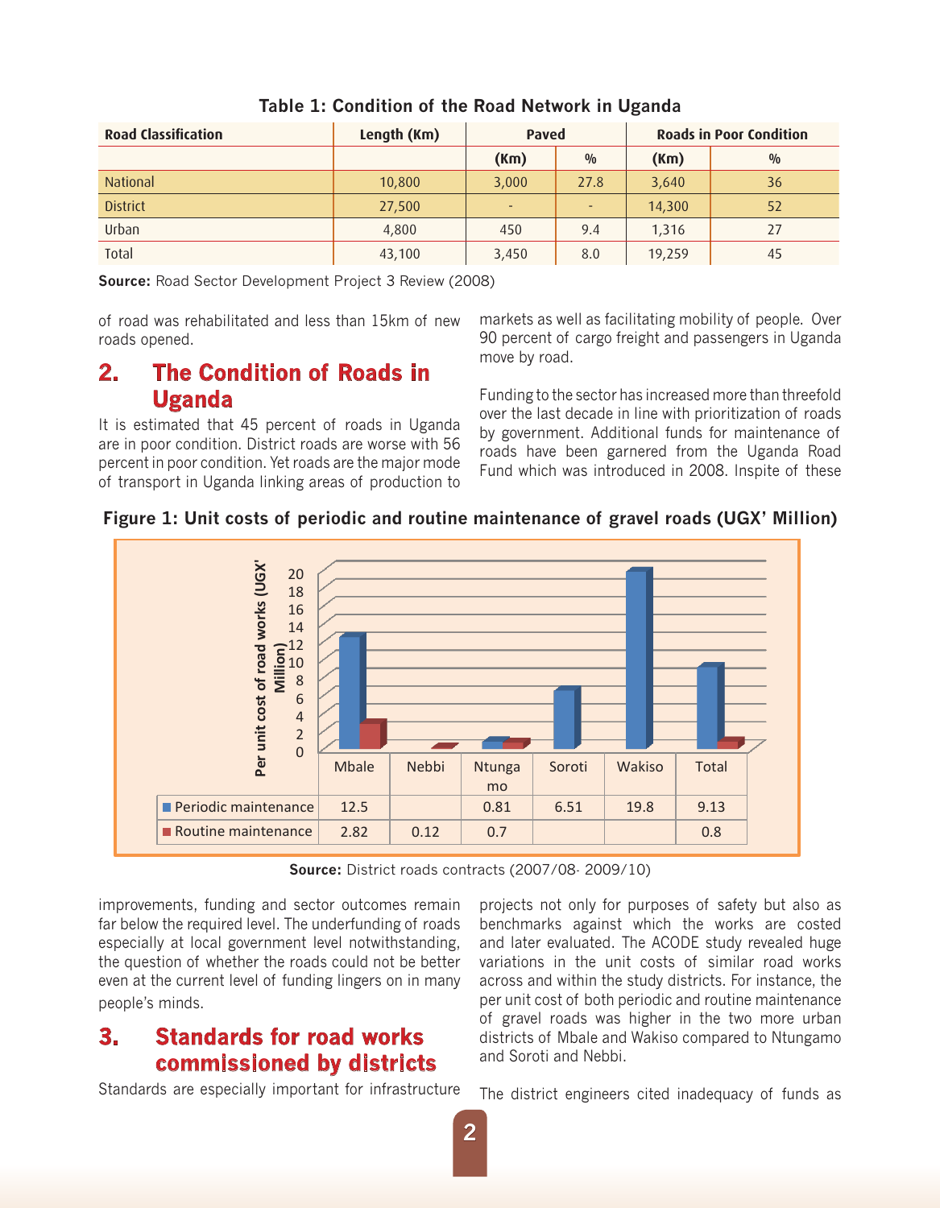**Table 1: Condition of the Road Network in Uganda**

| Road Classification | Length (Km) | Paved | | Roads in Poor Condition | |
|---|---|---|---|---|---|
| | | (Km) | % | (Km) | % |
| National | 10,800 | 3,000 | 27.8 | 3,640 | 36 |
| District | 27,500 | - | - | 14,300 | 52 |
| Urban | 4,800 | 450 | 9.4 | 1,316 | 27 |
| Total | 43,100 | 3,450 | 8.0 | 19,259 | 45 |

**Source:** Road Sector Development Project 3 Review (2008)

of road was rehabilitated and less than 15km of new roads opened.

## 2. The Condition of Roads in Uganda

It is estimated that 45 percent of roads in Uganda are in poor condition. District roads are worse with 56 percent in poor condition. Yet roads are the major mode of transport in Uganda linking areas of production to markets as well as facilitating mobility of people. Over 90 percent of cargo freight and passengers in Uganda move by road.

Funding to the sector has increased more than threefold over the last decade in line with prioritization of roads by government. Additional funds for maintenance of roads have been garnered from the Uganda Road Fund which was introduced in 2008. Inspite of these improvements, funding and sector outcomes remain far below the required level. The underfunding of roads especially at local government level notwithstanding, the question of whether the roads could not be better even at the current level of funding lingers on in many people's minds.

**Figure 1: Unit costs of periodic and routine maintenance of gravel roads (UGX' Million)**

| Per unit cost of road works (UGX' Million) | Mbale | Nebbi | Ntungamo | Soroti | Wakiso | Total |
|---|---|---|---|---|---|---|
| Periodic maintenance | 12.5 | | 0.81 | 6.51 | 19.8 | 9.13 |
| Routine maintenance | 2.82 | 0.12 | 0.7 | | | 0.8 |

**Source:** District roads contracts (2007/08- 2009/10)

## 3. Standards for road works commissioned by districts

Standards are especially important for infrastructure projects not only for purposes of safety but also as benchmarks against which the works are costed and later evaluated. The ACODE study revealed huge variations in the unit costs of similar road works across and within the study districts. For instance, the per unit cost of both periodic and routine maintenance of gravel roads was higher in the two more urban districts of Mbale and Wakiso compared to Ntungamo and Soroti and Nebbi.

The district engineers cited inadequacy of funds as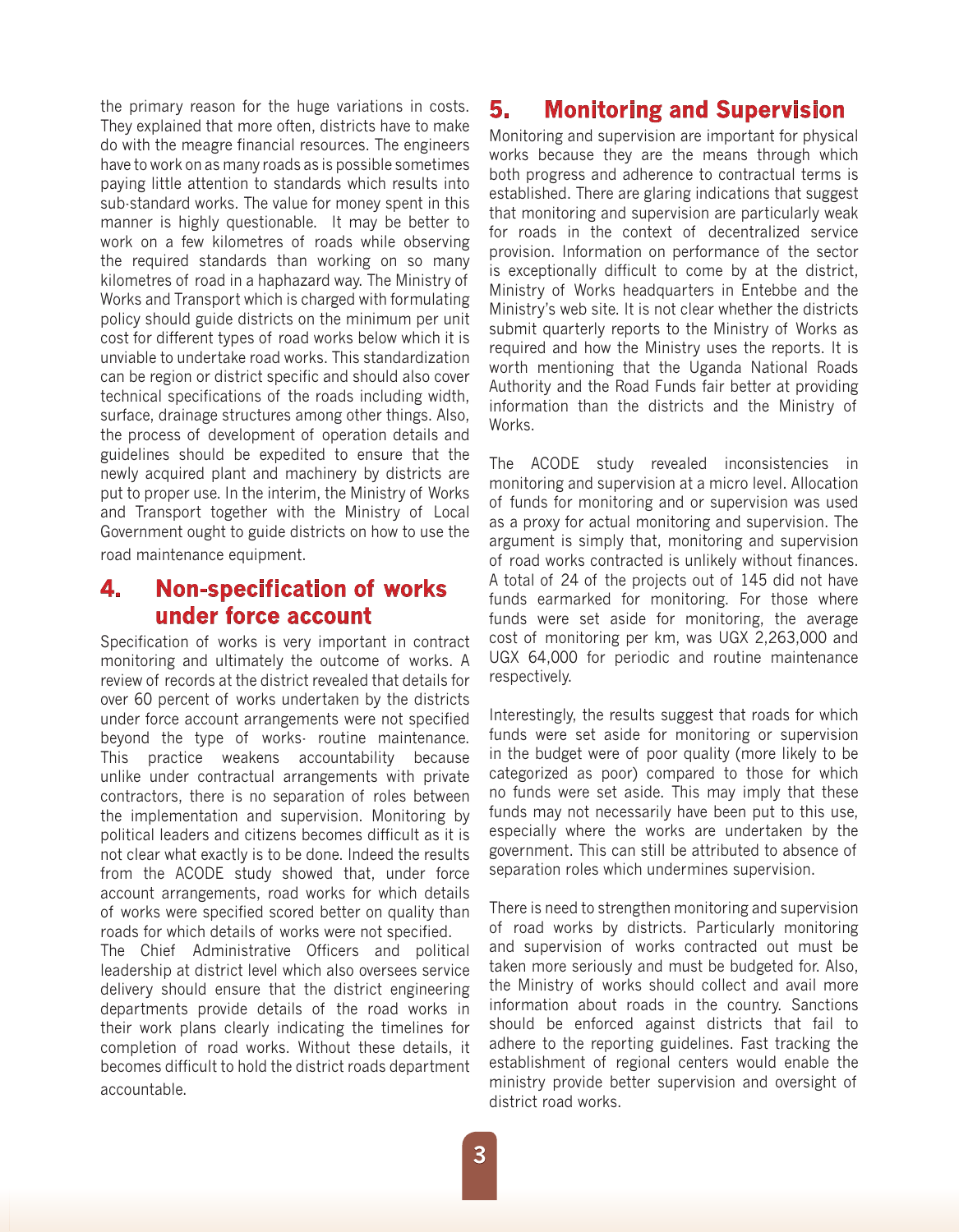the primary reason for the huge variations in costs. They explained that more often, districts have to make do with the meagre financial resources. The engineers have to work on as many roads as is possible sometimes paying little attention to standards which results into sub-standard works. The value for money spent in this manner is highly questionable. It may be better to work on a few kilometres of roads while observing the required standards than working on so many kilometres of road in a haphazard way. The Ministry of Works and Transport which is charged with formulating policy should guide districts on the minimum per unit cost for different types of road works below which it is unviable to undertake road works. This standardization can be region or district specific and should also cover technical specifications of the roads including width, surface, drainage structures among other things. Also, the process of development of operation details and guidelines should be expedited to ensure that the newly acquired plant and machinery by districts are put to proper use. In the interim, the Ministry of Works and Transport together with the Ministry of Local Government ought to guide districts on how to use the road maintenance equipment.

## 4. Non-specification of works under force account

Specification of works is very important in contract monitoring and ultimately the outcome of works. A review of records at the district revealed that details for over 60 percent of works undertaken by the districts under force account arrangements were not specified beyond the type of works- routine maintenance. This practice weakens accountability because unlike under contractual arrangements with private contractors, there is no separation of roles between the implementation and supervision. Monitoring by political leaders and citizens becomes difficult as it is not clear what exactly is to be done. Indeed the results from the ACODE study showed that, under force account arrangements, road works for which details of works were specified scored better on quality than roads for which details of works were not specified.

The Chief Administrative Officers and political leadership at district level which also oversees service delivery should ensure that the district engineering departments provide details of the road works in their work plans clearly indicating the timelines for completion of road works. Without these details, it becomes difficult to hold the district roads department accountable.

## 5. Monitoring and Supervision

Monitoring and supervision are important for physical works because they are the means through which both progress and adherence to contractual terms is established. There are glaring indications that suggest that monitoring and supervision are particularly weak for roads in the context of decentralized service provision. Information on performance of the sector is exceptionally difficult to come by at the district, Ministry of Works headquarters in Entebbe and the Ministry's web site. It is not clear whether the districts submit quarterly reports to the Ministry of Works as required and how the Ministry uses the reports. It is worth mentioning that the Uganda National Roads Authority and the Road Funds fair better at providing information than the districts and the Ministry of Works.

The ACODE study revealed inconsistencies in monitoring and supervision at a micro level. Allocation of funds for monitoring and or supervision was used as a proxy for actual monitoring and supervision. The argument is simply that, monitoring and supervision of road works contracted is unlikely without finances. A total of 24 of the projects out of 145 did not have funds earmarked for monitoring. For those where funds were set aside for monitoring, the average cost of monitoring per km, was UGX 2,263,000 and UGX 64,000 for periodic and routine maintenance respectively.

Interestingly, the results suggest that roads for which funds were set aside for monitoring or supervision in the budget were of poor quality (more likely to be categorized as poor) compared to those for which no funds were set aside. This may imply that these funds may not necessarily have been put to this use, especially where the works are undertaken by the government. This can still be attributed to absence of separation roles which undermines supervision.

There is need to strengthen monitoring and supervision of road works by districts. Particularly monitoring and supervision of works contracted out must be taken more seriously and must be budgeted for. Also, the Ministry of works should collect and avail more information about roads in the country. Sanctions should be enforced against districts that fail to adhere to the reporting guidelines. Fast tracking the establishment of regional centers would enable the ministry provide better supervision and oversight of district road works.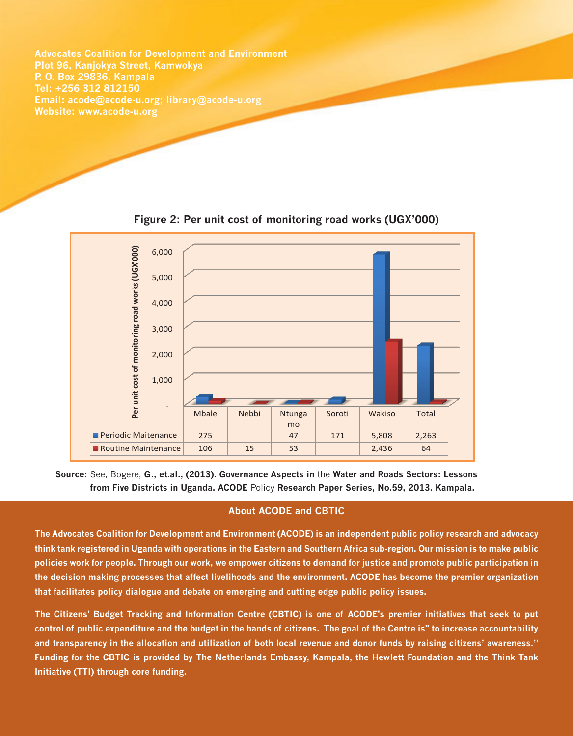**Advocates Coalition for Development and Environment**
**Plot 96, Kanjokya Street, Kamwokya**
**P. O. Box 29836, Kampala**
**Tel: +256 312 812150**
**Email: acode@acode-u.org; library@acode-u.org**
**Website: www.acode-u.org**

**Figure 2: Per unit cost of monitoring road works (UGX'000)**

Per unit cost of monitoring road works (UGX'000)

6,000
5,000
4,000
3,000
2,000
1,000
-

Mbale
Nebbi
Ntungamo
Soroti
Wakiso
Total

Periodic Maitenance: 275, 47, 171, 5,808, 2,263
Routine Maintenance: 106, 15, 53, 2,436, 64

**Source:** See, Bogere, **G., et.al., (2013). Governance Aspects in** the **Water and Roads Sectors: Lessons from Five Districts in Uganda. ACODE** Policy **Research Paper Series, No.59, 2013. Kampala.**

## About ACODE and CBTIC

**The Advocates Coalition for Development and Environment (ACODE) is an independent public policy research and advocacy think tank registered in Uganda with operations in the Eastern and Southern Africa sub-region. Our mission is to make public policies work for people. Through our work, we empower citizens to demand for justice and promote public participation in the decision making processes that affect livelihoods and the environment. ACODE has become the premier organization that facilitates policy dialogue and debate on emerging and cutting edge public policy issues.**

**The Citizens' Budget Tracking and Information Centre (CBTIC) is one of ACODE's premier initiatives that seek to put control of public expenditure and the budget in the hands of citizens. The goal of the Centre is" to increase accountability and transparency in the allocation and utilization of both local revenue and donor funds by raising citizens' awareness.'' Funding for the CBTIC is provided by The Netherlands Embassy, Kampala, the Hewlett Foundation and the Think Tank Initiative (TTI) through core funding.**